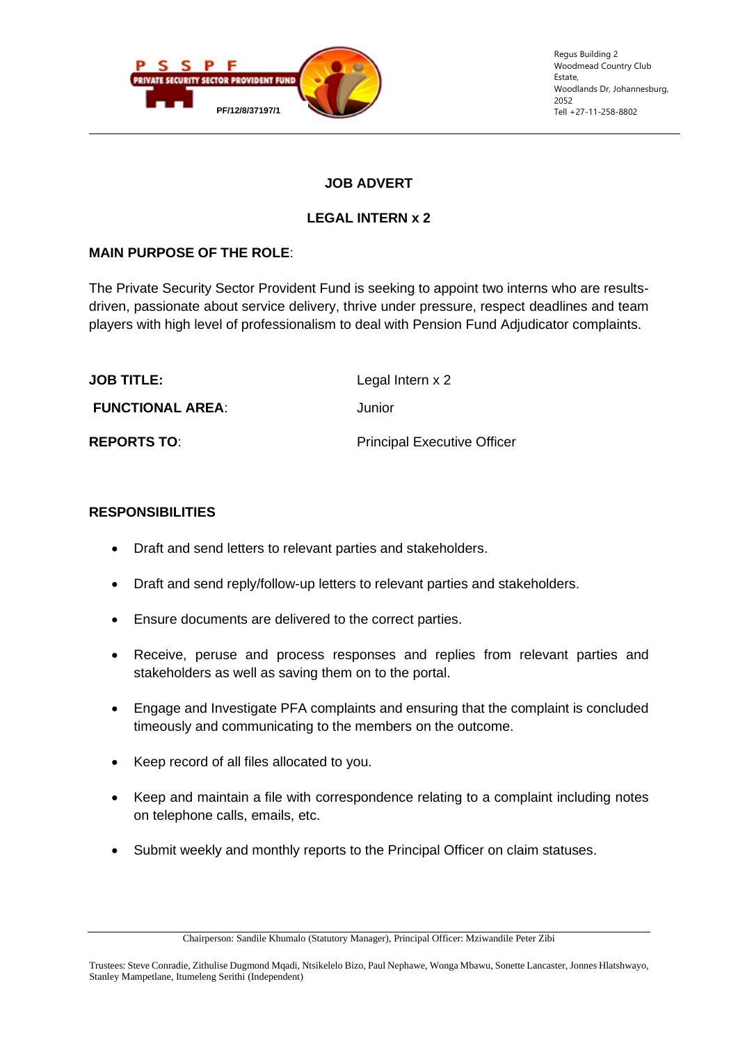PSSPF
PRIVATE SECURITY SECTOR PROVIDENT FUND
PF/12/8/37197/1

Regus Building 2
Woodmead Country Club Estate,
Woodlands Dr, Johannesburg,
2052
Tell +27-11-258-8802

## JOB ADVERT

## LEGAL INTERN x 2

**MAIN PURPOSE OF THE ROLE**:

The Private Security Sector Provident Fund is seeking to appoint two interns who are results-driven, passionate about service delivery, thrive under pressure, respect deadlines and team players with high level of professionalism to deal with Pension Fund Adjudicator complaints.

| | |
|---|---|
| **JOB TITLE:** | Legal Intern x 2 |
| **FUNCTIONAL AREA**: | Junior |
| **REPORTS TO**: | Principal Executive Officer |

**RESPONSIBILITIES**

- Draft and send letters to relevant parties and stakeholders.
- Draft and send reply/follow-up letters to relevant parties and stakeholders.
- Ensure documents are delivered to the correct parties.
- Receive, peruse and process responses and replies from relevant parties and stakeholders as well as saving them on to the portal.
- Engage and Investigate PFA complaints and ensuring that the complaint is concluded timeously and communicating to the members on the outcome.
- Keep record of all files allocated to you.
- Keep and maintain a file with correspondence relating to a complaint including notes on telephone calls, emails, etc.
- Submit weekly and monthly reports to the Principal Officer on claim statuses.

Chairperson: Sandile Khumalo (Statutory Manager), Principal Officer: Mziwandile Peter Zibi

Trustees: Steve Conradie, Zithulise Dugmond Mqadi, Ntsikelelo Bizo, Paul Nephawe, Wonga Mbawu, Sonette Lancaster, Jonnes Hlatshwayo, Stanley Mampetlane, Itumeleng Serithi (Independent)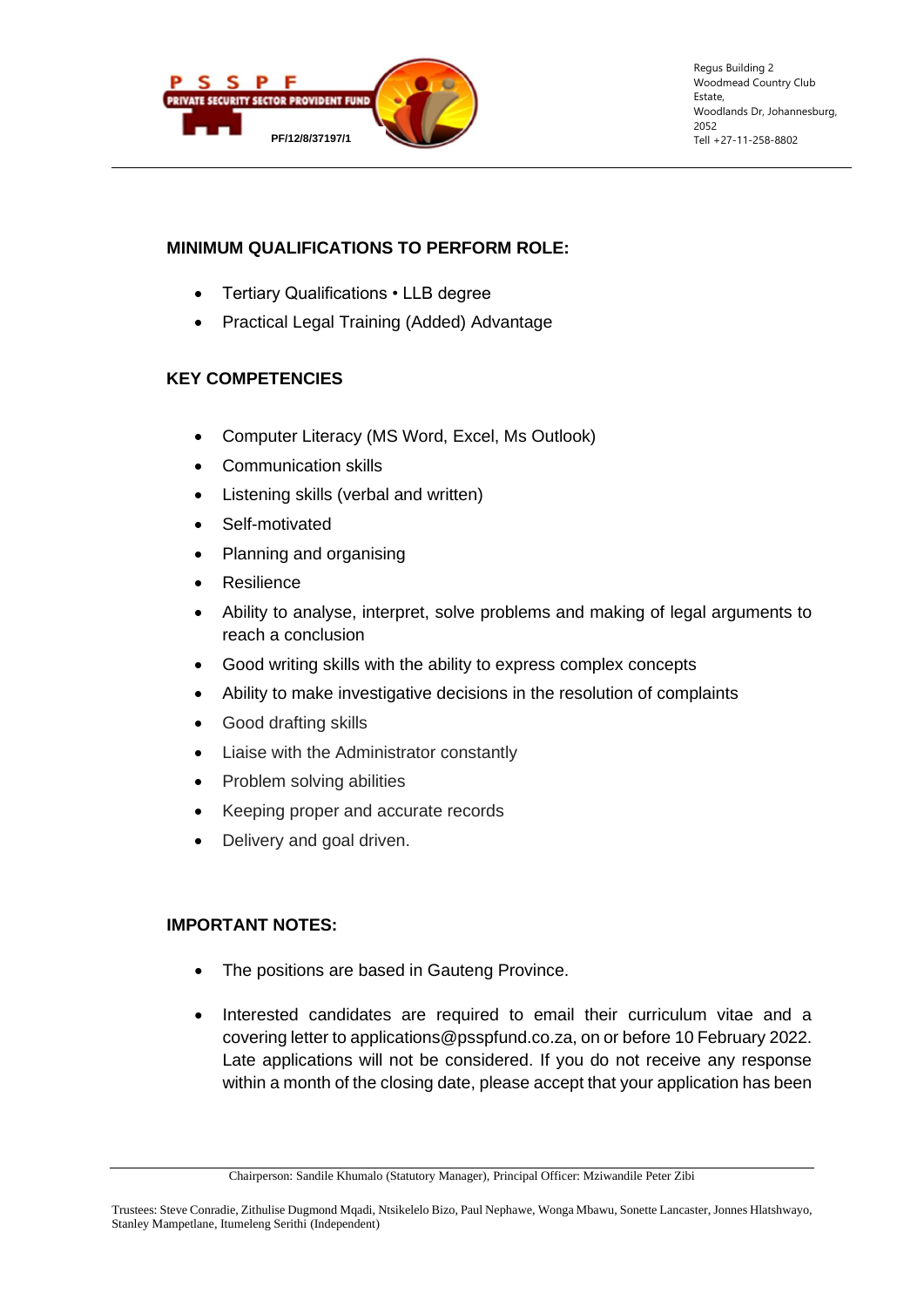**MINIMUM QUALIFICATIONS TO PERFORM ROLE:**

- Tertiary Qualifications • LLB degree
- Practical Legal Training (Added) Advantage

**KEY COMPETENCIES**

- Computer Literacy (MS Word, Excel, Ms Outlook)
- Communication skills
- Listening skills (verbal and written)
- Self-motivated
- Planning and organising
- Resilience
- Ability to analyse, interpret, solve problems and making of legal arguments to reach a conclusion
- Good writing skills with the ability to express complex concepts
- Ability to make investigative decisions in the resolution of complaints
- Good drafting skills
- Liaise with the Administrator constantly
- Problem solving abilities
- Keeping proper and accurate records
- Delivery and goal driven.

**IMPORTANT NOTES:**

- The positions are based in Gauteng Province.
- Interested candidates are required to email their curriculum vitae and a covering letter to applications@psspfund.co.za, on or before 10 February 2022. Late applications will not be considered. If you do not receive any response within a month of the closing date, please accept that your application has been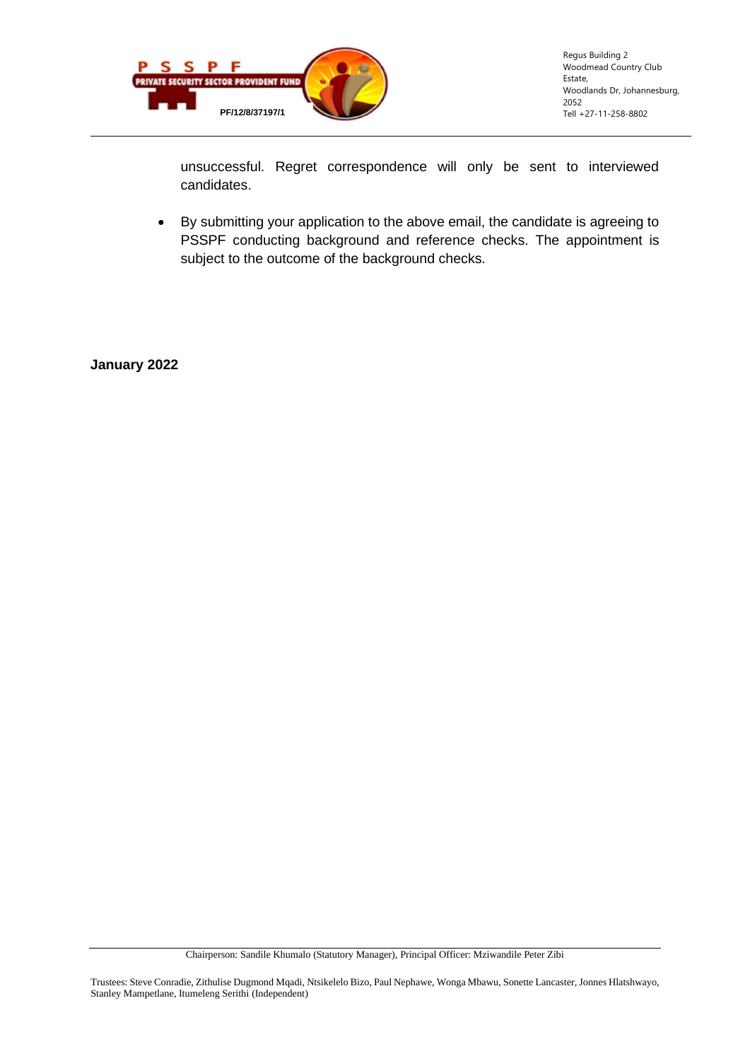unsuccessful. Regret correspondence will only be sent to interviewed candidates.

- By submitting your application to the above email, the candidate is agreeing to PSSPF conducting background and reference checks. The appointment is subject to the outcome of the background checks.

**January 2022**